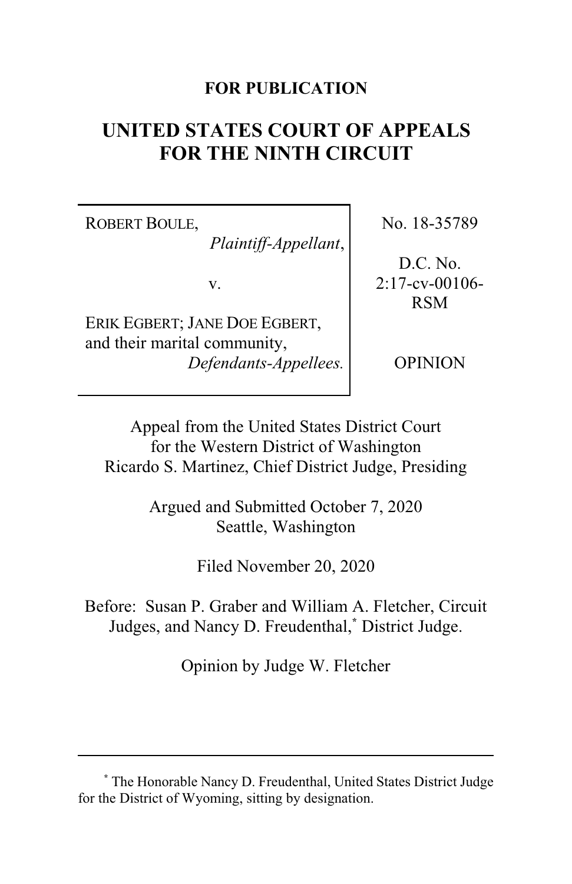**FOR PUBLICATION**

# UNITED STATES COURT OF APPEALS FOR THE NINTH CIRCUIT

| | |
|---|---|
| ROBERT BOULE, *Plaintiff-Appellant*, v. ERIK EGBERT; JANE DOE EGBERT, and their marital community, *Defendants-Appellees.* | No. 18-35789 D.C. No. 2:17-cv-00106-RSM OPINION |

Appeal from the United States District Court for the Western District of Washington
Ricardo S. Martinez, Chief District Judge, Presiding

Argued and Submitted October 7, 2020
Seattle, Washington

Filed November 20, 2020

Before: Susan P. Graber and William A. Fletcher, Circuit Judges, and Nancy D. Freudenthal,[*] District Judge.

Opinion by Judge W. Fletcher

---

[*] The Honorable Nancy D. Freudenthal, United States District Judge for the District of Wyoming, sitting by designation.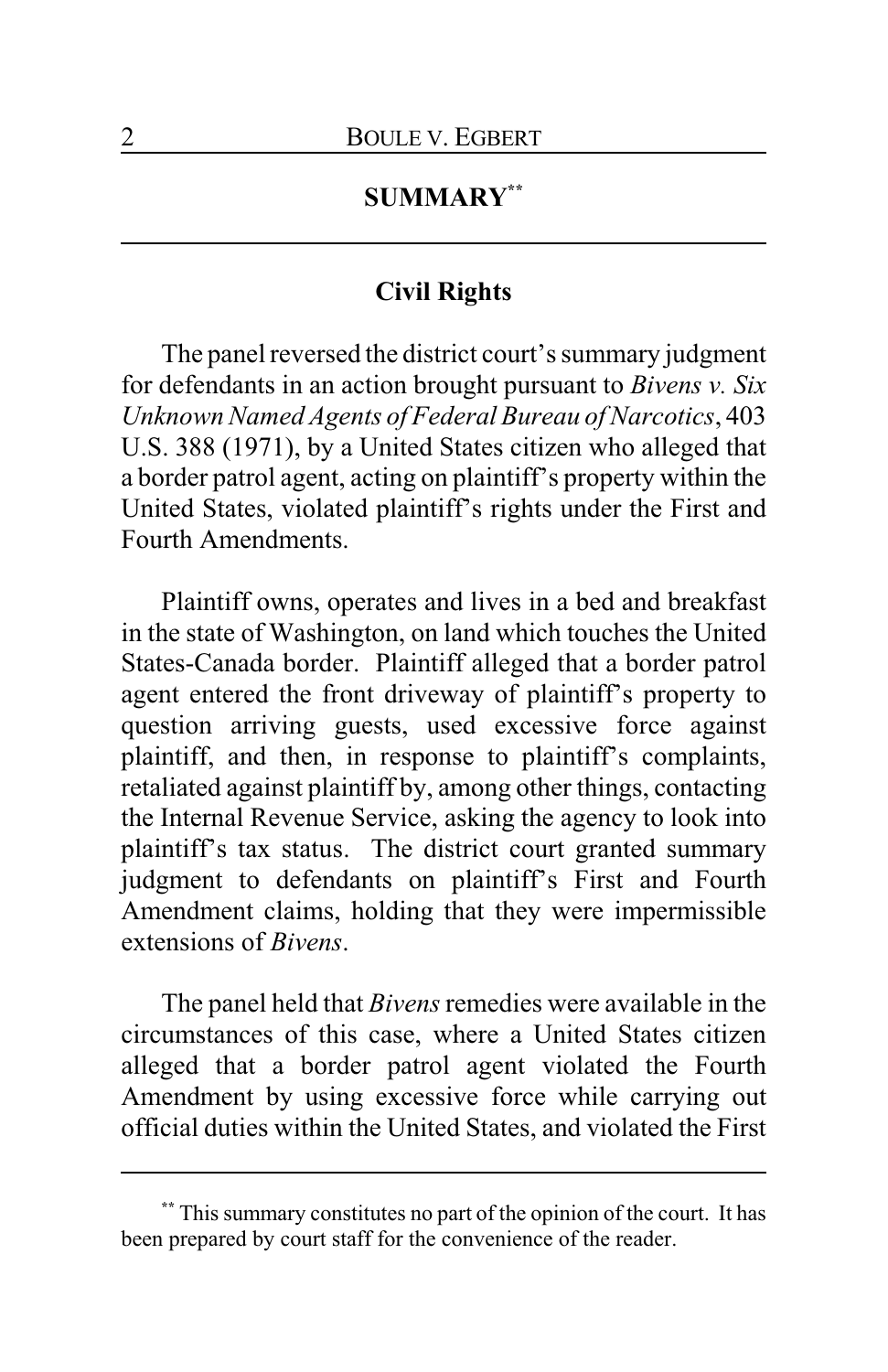## SUMMARY[**]

### Civil Rights

The panel reversed the district court's summary judgment for defendants in an action brought pursuant to *Bivens v. Six Unknown Named Agents of Federal Bureau of Narcotics*, 403 U.S. 388 (1971), by a United States citizen who alleged that a border patrol agent, acting on plaintiff's property within the United States, violated plaintiff's rights under the First and Fourth Amendments.

Plaintiff owns, operates and lives in a bed and breakfast in the state of Washington, on land which touches the United States-Canada border. Plaintiff alleged that a border patrol agent entered the front driveway of plaintiff's property to question arriving guests, used excessive force against plaintiff, and then, in response to plaintiff's complaints, retaliated against plaintiff by, among other things, contacting the Internal Revenue Service, asking the agency to look into plaintiff's tax status. The district court granted summary judgment to defendants on plaintiff's First and Fourth Amendment claims, holding that they were impermissible extensions of *Bivens*.

The panel held that *Bivens* remedies were available in the circumstances of this case, where a United States citizen alleged that a border patrol agent violated the Fourth Amendment by using excessive force while carrying out official duties within the United States, and violated the First

---

[**] This summary constitutes no part of the opinion of the court. It has been prepared by court staff for the convenience of the reader.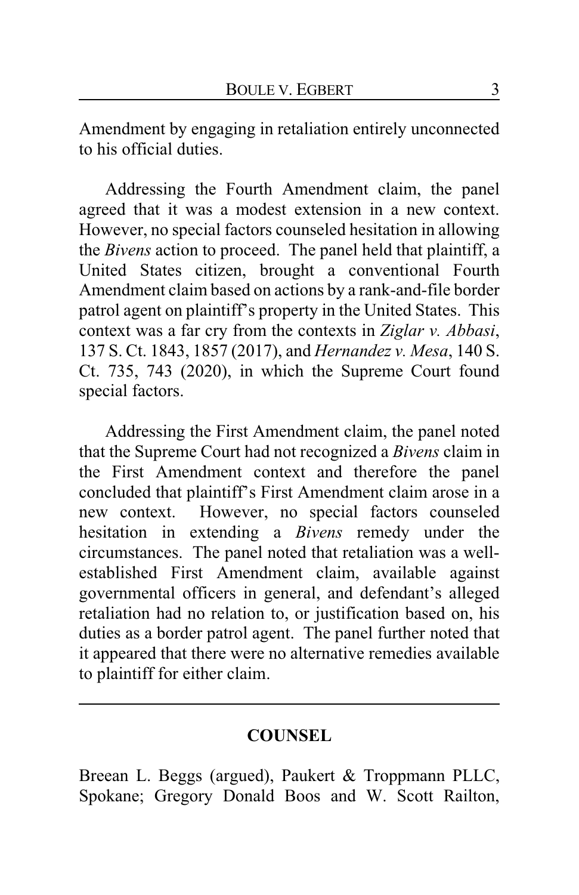Amendment by engaging in retaliation entirely unconnected to his official duties.

Addressing the Fourth Amendment claim, the panel agreed that it was a modest extension in a new context. However, no special factors counseled hesitation in allowing the *Bivens* action to proceed. The panel held that plaintiff, a United States citizen, brought a conventional Fourth Amendment claim based on actions by a rank-and-file border patrol agent on plaintiff's property in the United States. This context was a far cry from the contexts in *Ziglar v. Abbasi*, 137 S. Ct. 1843, 1857 (2017), and *Hernandez v. Mesa*, 140 S. Ct. 735, 743 (2020), in which the Supreme Court found special factors.

Addressing the First Amendment claim, the panel noted that the Supreme Court had not recognized a *Bivens* claim in the First Amendment context and therefore the panel concluded that plaintiff's First Amendment claim arose in a new context. However, no special factors counseled hesitation in extending a *Bivens* remedy under the circumstances. The panel noted that retaliation was a well-established First Amendment claim, available against governmental officers in general, and defendant's alleged retaliation had no relation to, or justification based on, his duties as a border patrol agent. The panel further noted that it appeared that there were no alternative remedies available to plaintiff for either claim.

---

## COUNSEL

Breean L. Beggs (argued), Paukert & Troppmann PLLC, Spokane; Gregory Donald Boos and W. Scott Railton,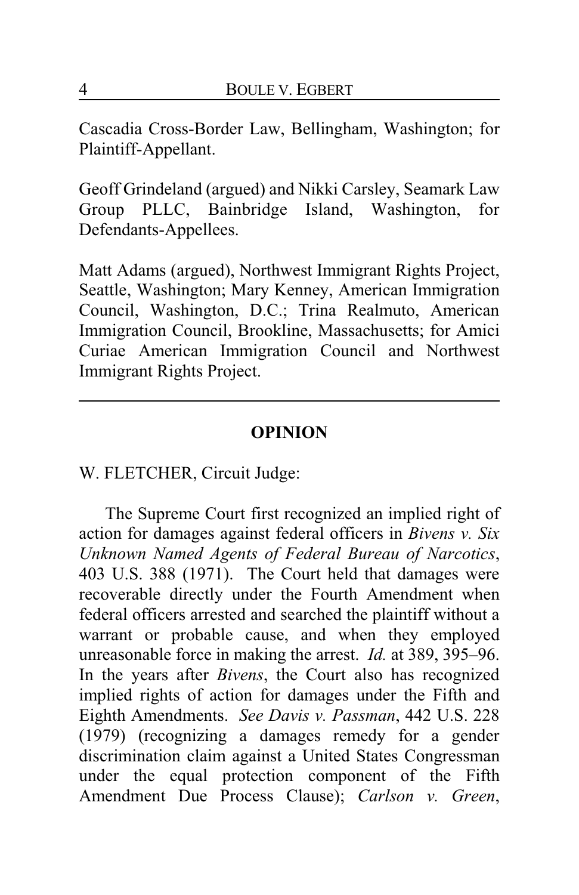Cascadia Cross-Border Law, Bellingham, Washington; for Plaintiff-Appellant.

Geoff Grindeland (argued) and Nikki Carsley, Seamark Law Group PLLC, Bainbridge Island, Washington, for Defendants-Appellees.

Matt Adams (argued), Northwest Immigrant Rights Project, Seattle, Washington; Mary Kenney, American Immigration Council, Washington, D.C.; Trina Realmuto, American Immigration Council, Brookline, Massachusetts; for Amici Curiae American Immigration Council and Northwest Immigrant Rights Project.

---

## OPINION

W. FLETCHER, Circuit Judge:

The Supreme Court first recognized an implied right of action for damages against federal officers in *Bivens v. Six Unknown Named Agents of Federal Bureau of Narcotics*, 403 U.S. 388 (1971). The Court held that damages were recoverable directly under the Fourth Amendment when federal officers arrested and searched the plaintiff without a warrant or probable cause, and when they employed unreasonable force in making the arrest. *Id.* at 389, 395–96. In the years after *Bivens*, the Court also has recognized implied rights of action for damages under the Fifth and Eighth Amendments. *See Davis v. Passman*, 442 U.S. 228 (1979) (recognizing a damages remedy for a gender discrimination claim against a United States Congressman under the equal protection component of the Fifth Amendment Due Process Clause); *Carlson v. Green*,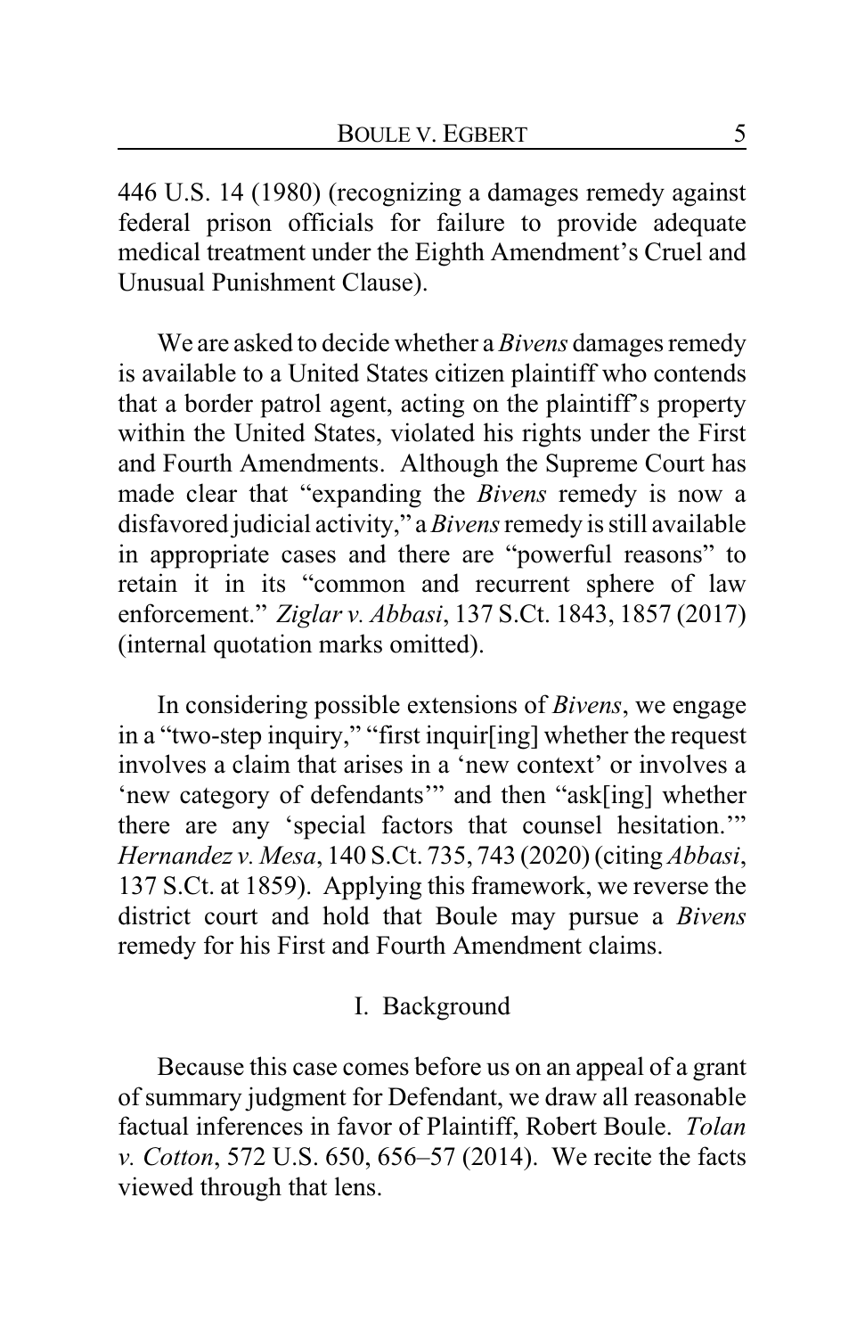446 U.S. 14 (1980) (recognizing a damages remedy against federal prison officials for failure to provide adequate medical treatment under the Eighth Amendment's Cruel and Unusual Punishment Clause).

We are asked to decide whether a *Bivens* damages remedy is available to a United States citizen plaintiff who contends that a border patrol agent, acting on the plaintiff's property within the United States, violated his rights under the First and Fourth Amendments. Although the Supreme Court has made clear that "expanding the *Bivens* remedy is now a disfavored judicial activity," a *Bivens* remedy is still available in appropriate cases and there are "powerful reasons" to retain it in its "common and recurrent sphere of law enforcement." *Ziglar v. Abbasi*, 137 S.Ct. 1843, 1857 (2017) (internal quotation marks omitted).

In considering possible extensions of *Bivens*, we engage in a "two-step inquiry," "first inquir[ing] whether the request involves a claim that arises in a 'new context' or involves a 'new category of defendants'" and then "ask[ing] whether there are any 'special factors that counsel hesitation.'" *Hernandez v. Mesa*, 140 S.Ct. 735, 743 (2020) (citing *Abbasi*, 137 S.Ct. at 1859). Applying this framework, we reverse the district court and hold that Boule may pursue a *Bivens* remedy for his First and Fourth Amendment claims.

## I. Background

Because this case comes before us on an appeal of a grant of summary judgment for Defendant, we draw all reasonable factual inferences in favor of Plaintiff, Robert Boule. *Tolan v. Cotton*, 572 U.S. 650, 656–57 (2014). We recite the facts viewed through that lens.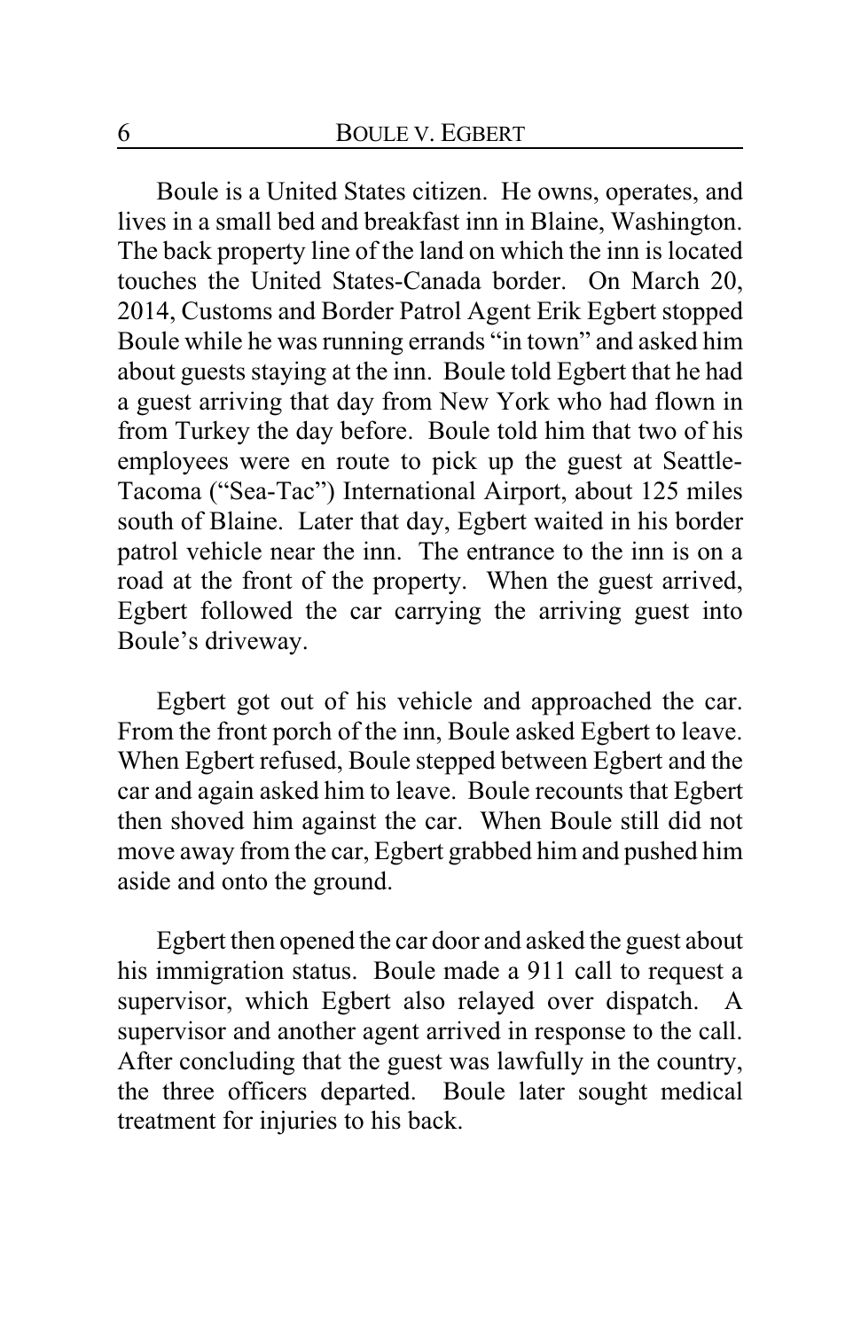Boule is a United States citizen. He owns, operates, and lives in a small bed and breakfast inn in Blaine, Washington. The back property line of the land on which the inn is located touches the United States-Canada border. On March 20, 2014, Customs and Border Patrol Agent Erik Egbert stopped Boule while he was running errands "in town" and asked him about guests staying at the inn. Boule told Egbert that he had a guest arriving that day from New York who had flown in from Turkey the day before. Boule told him that two of his employees were en route to pick up the guest at Seattle-Tacoma ("Sea-Tac") International Airport, about 125 miles south of Blaine. Later that day, Egbert waited in his border patrol vehicle near the inn. The entrance to the inn is on a road at the front of the property. When the guest arrived, Egbert followed the car carrying the arriving guest into Boule's driveway.

Egbert got out of his vehicle and approached the car. From the front porch of the inn, Boule asked Egbert to leave. When Egbert refused, Boule stepped between Egbert and the car and again asked him to leave. Boule recounts that Egbert then shoved him against the car. When Boule still did not move away from the car, Egbert grabbed him and pushed him aside and onto the ground.

Egbert then opened the car door and asked the guest about his immigration status. Boule made a 911 call to request a supervisor, which Egbert also relayed over dispatch. A supervisor and another agent arrived in response to the call. After concluding that the guest was lawfully in the country, the three officers departed. Boule later sought medical treatment for injuries to his back.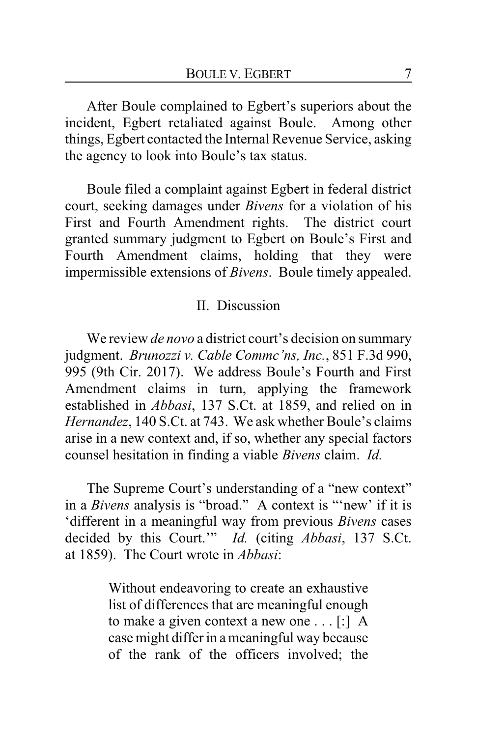After Boule complained to Egbert's superiors about the incident, Egbert retaliated against Boule. Among other things, Egbert contacted the Internal Revenue Service, asking the agency to look into Boule's tax status.

Boule filed a complaint against Egbert in federal district court, seeking damages under *Bivens* for a violation of his First and Fourth Amendment rights. The district court granted summary judgment to Egbert on Boule's First and Fourth Amendment claims, holding that they were impermissible extensions of *Bivens*. Boule timely appealed.

## II. Discussion

We review *de novo* a district court's decision on summary judgment. *Brunozzi v. Cable Commc'ns, Inc.*, 851 F.3d 990, 995 (9th Cir. 2017). We address Boule's Fourth and First Amendment claims in turn, applying the framework established in *Abbasi*, 137 S.Ct. at 1859, and relied on in *Hernandez*, 140 S.Ct. at 743. We ask whether Boule's claims arise in a new context and, if so, whether any special factors counsel hesitation in finding a viable *Bivens* claim. *Id.*

The Supreme Court's understanding of a "new context" in a *Bivens* analysis is "broad." A context is "'new' if it is 'different in a meaningful way from previous *Bivens* cases decided by this Court.'" *Id.* (citing *Abbasi*, 137 S.Ct. at 1859). The Court wrote in *Abbasi*:

> Without endeavoring to create an exhaustive list of differences that are meaningful enough to make a given context a new one . . . [:] A case might differ in a meaningful way because of the rank of the officers involved; the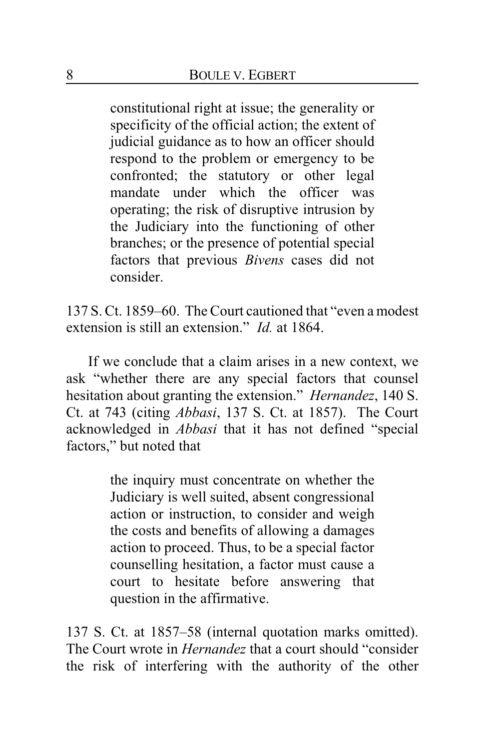> constitutional right at issue; the generality or specificity of the official action; the extent of judicial guidance as to how an officer should respond to the problem or emergency to be confronted; the statutory or other legal mandate under which the officer was operating; the risk of disruptive intrusion by the Judiciary into the functioning of other branches; or the presence of potential special factors that previous *Bivens* cases did not consider.

137 S. Ct. 1859–60. The Court cautioned that "even a modest extension is still an extension." *Id.* at 1864.

If we conclude that a claim arises in a new context, we ask "whether there are any special factors that counsel hesitation about granting the extension." *Hernandez*, 140 S. Ct. at 743 (citing *Abbasi*, 137 S. Ct. at 1857). The Court acknowledged in *Abbasi* that it has not defined "special factors," but noted that

> the inquiry must concentrate on whether the Judiciary is well suited, absent congressional action or instruction, to consider and weigh the costs and benefits of allowing a damages action to proceed. Thus, to be a special factor counselling hesitation, a factor must cause a court to hesitate before answering that question in the affirmative.

137 S. Ct. at 1857–58 (internal quotation marks omitted). The Court wrote in *Hernandez* that a court should "consider the risk of interfering with the authority of the other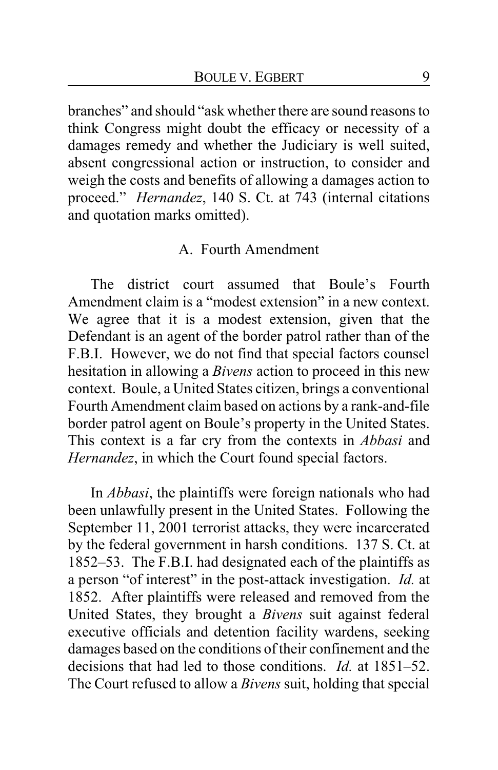branches" and should "ask whether there are sound reasons to think Congress might doubt the efficacy or necessity of a damages remedy and whether the Judiciary is well suited, absent congressional action or instruction, to consider and weigh the costs and benefits of allowing a damages action to proceed." *Hernandez*, 140 S. Ct. at 743 (internal citations and quotation marks omitted).

### A. Fourth Amendment

The district court assumed that Boule's Fourth Amendment claim is a "modest extension" in a new context. We agree that it is a modest extension, given that the Defendant is an agent of the border patrol rather than of the F.B.I. However, we do not find that special factors counsel hesitation in allowing a *Bivens* action to proceed in this new context. Boule, a United States citizen, brings a conventional Fourth Amendment claim based on actions by a rank-and-file border patrol agent on Boule's property in the United States. This context is a far cry from the contexts in *Abbasi* and *Hernandez*, in which the Court found special factors.

In *Abbasi*, the plaintiffs were foreign nationals who had been unlawfully present in the United States. Following the September 11, 2001 terrorist attacks, they were incarcerated by the federal government in harsh conditions. 137 S. Ct. at 1852–53. The F.B.I. had designated each of the plaintiffs as a person "of interest" in the post-attack investigation. *Id.* at 1852. After plaintiffs were released and removed from the United States, they brought a *Bivens* suit against federal executive officials and detention facility wardens, seeking damages based on the conditions of their confinement and the decisions that had led to those conditions. *Id.* at 1851–52. The Court refused to allow a *Bivens* suit, holding that special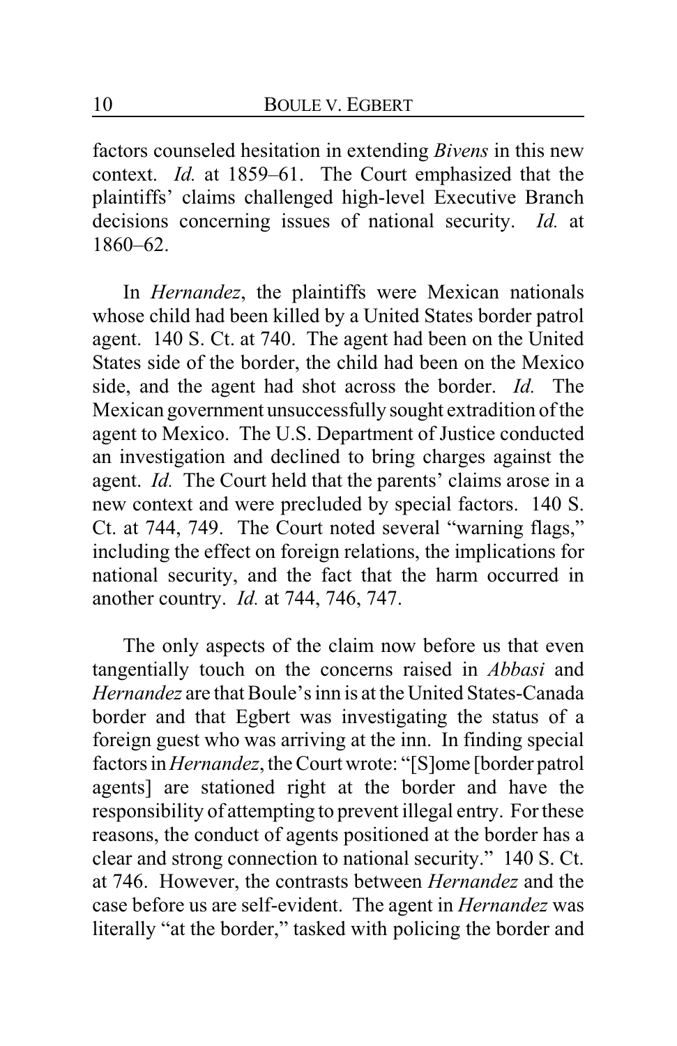factors counseled hesitation in extending *Bivens* in this new context. *Id.* at 1859–61. The Court emphasized that the plaintiffs' claims challenged high-level Executive Branch decisions concerning issues of national security. *Id.* at 1860–62.

In *Hernandez*, the plaintiffs were Mexican nationals whose child had been killed by a United States border patrol agent. 140 S. Ct. at 740. The agent had been on the United States side of the border, the child had been on the Mexico side, and the agent had shot across the border. *Id.* The Mexican government unsuccessfully sought extradition of the agent to Mexico. The U.S. Department of Justice conducted an investigation and declined to bring charges against the agent. *Id.* The Court held that the parents' claims arose in a new context and were precluded by special factors. 140 S. Ct. at 744, 749. The Court noted several "warning flags," including the effect on foreign relations, the implications for national security, and the fact that the harm occurred in another country. *Id.* at 744, 746, 747.

The only aspects of the claim now before us that even tangentially touch on the concerns raised in *Abbasi* and *Hernandez* are that Boule's inn is at the United States-Canada border and that Egbert was investigating the status of a foreign guest who was arriving at the inn. In finding special factors in *Hernandez*, the Court wrote: "[S]ome [border patrol agents] are stationed right at the border and have the responsibility of attempting to prevent illegal entry. For these reasons, the conduct of agents positioned at the border has a clear and strong connection to national security." 140 S. Ct. at 746. However, the contrasts between *Hernandez* and the case before us are self-evident. The agent in *Hernandez* was literally "at the border," tasked with policing the border and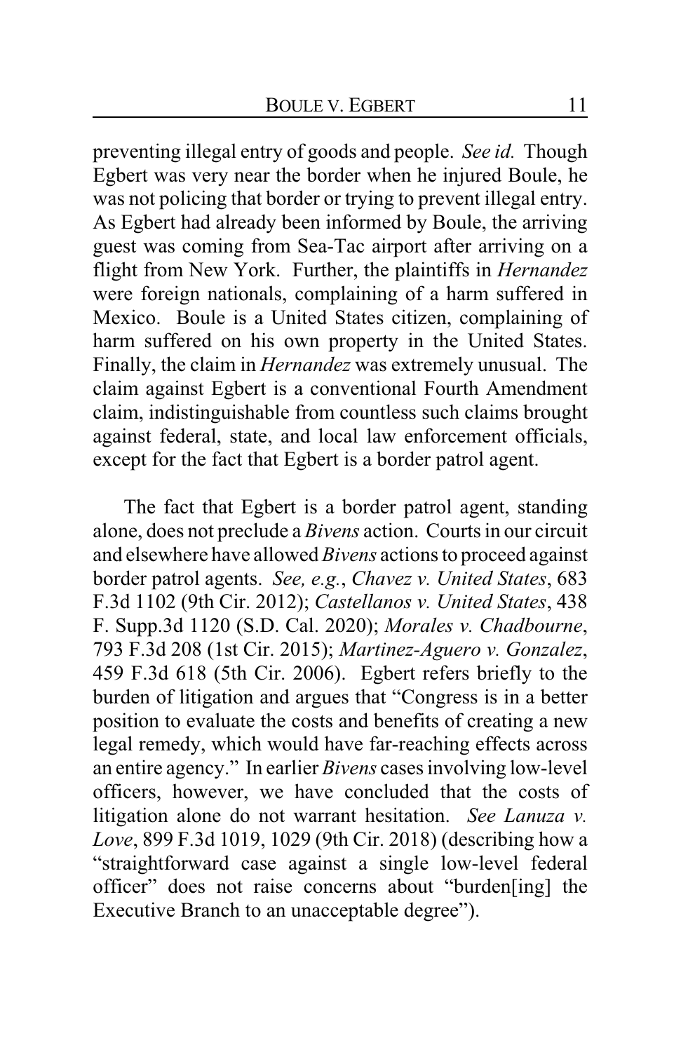preventing illegal entry of goods and people. *See id.* Though Egbert was very near the border when he injured Boule, he was not policing that border or trying to prevent illegal entry. As Egbert had already been informed by Boule, the arriving guest was coming from Sea-Tac airport after arriving on a flight from New York. Further, the plaintiffs in *Hernandez* were foreign nationals, complaining of a harm suffered in Mexico. Boule is a United States citizen, complaining of harm suffered on his own property in the United States. Finally, the claim in *Hernandez* was extremely unusual. The claim against Egbert is a conventional Fourth Amendment claim, indistinguishable from countless such claims brought against federal, state, and local law enforcement officials, except for the fact that Egbert is a border patrol agent.

The fact that Egbert is a border patrol agent, standing alone, does not preclude a *Bivens* action. Courts in our circuit and elsewhere have allowed *Bivens* actions to proceed against border patrol agents. *See, e.g.*, *Chavez v. United States*, 683 F.3d 1102 (9th Cir. 2012); *Castellanos v. United States*, 438 F. Supp.3d 1120 (S.D. Cal. 2020); *Morales v. Chadbourne*, 793 F.3d 208 (1st Cir. 2015); *Martinez-Aguero v. Gonzalez*, 459 F.3d 618 (5th Cir. 2006). Egbert refers briefly to the burden of litigation and argues that "Congress is in a better position to evaluate the costs and benefits of creating a new legal remedy, which would have far-reaching effects across an entire agency." In earlier *Bivens* cases involving low-level officers, however, we have concluded that the costs of litigation alone do not warrant hesitation. *See Lanuza v. Love*, 899 F.3d 1019, 1029 (9th Cir. 2018) (describing how a "straightforward case against a single low-level federal officer" does not raise concerns about "burden[ing] the Executive Branch to an unacceptable degree").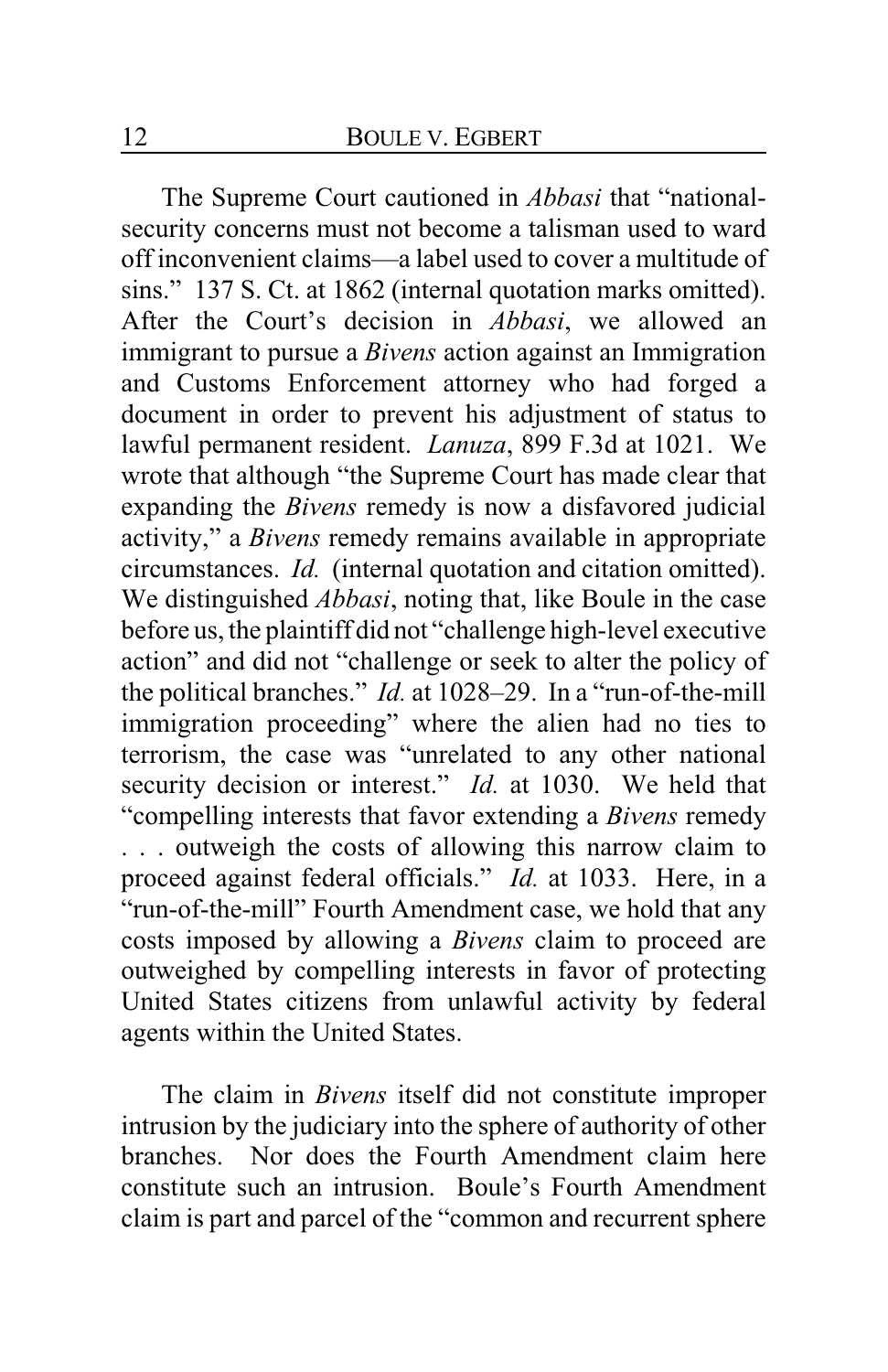The Supreme Court cautioned in *Abbasi* that "national-security concerns must not become a talisman used to ward off inconvenient claims—a label used to cover a multitude of sins." 137 S. Ct. at 1862 (internal quotation marks omitted). After the Court's decision in *Abbasi*, we allowed an immigrant to pursue a *Bivens* action against an Immigration and Customs Enforcement attorney who had forged a document in order to prevent his adjustment of status to lawful permanent resident. *Lanuza*, 899 F.3d at 1021. We wrote that although "the Supreme Court has made clear that expanding the *Bivens* remedy is now a disfavored judicial activity," a *Bivens* remedy remains available in appropriate circumstances. *Id.* (internal quotation and citation omitted). We distinguished *Abbasi*, noting that, like Boule in the case before us, the plaintiff did not "challenge high-level executive action" and did not "challenge or seek to alter the policy of the political branches." *Id.* at 1028–29. In a "run-of-the-mill immigration proceeding" where the alien had no ties to terrorism, the case was "unrelated to any other national security decision or interest." *Id.* at 1030. We held that "compelling interests that favor extending a *Bivens* remedy . . . outweigh the costs of allowing this narrow claim to proceed against federal officials." *Id.* at 1033. Here, in a "run-of-the-mill" Fourth Amendment case, we hold that any costs imposed by allowing a *Bivens* claim to proceed are outweighed by compelling interests in favor of protecting United States citizens from unlawful activity by federal agents within the United States.

The claim in *Bivens* itself did not constitute improper intrusion by the judiciary into the sphere of authority of other branches. Nor does the Fourth Amendment claim here constitute such an intrusion. Boule's Fourth Amendment claim is part and parcel of the "common and recurrent sphere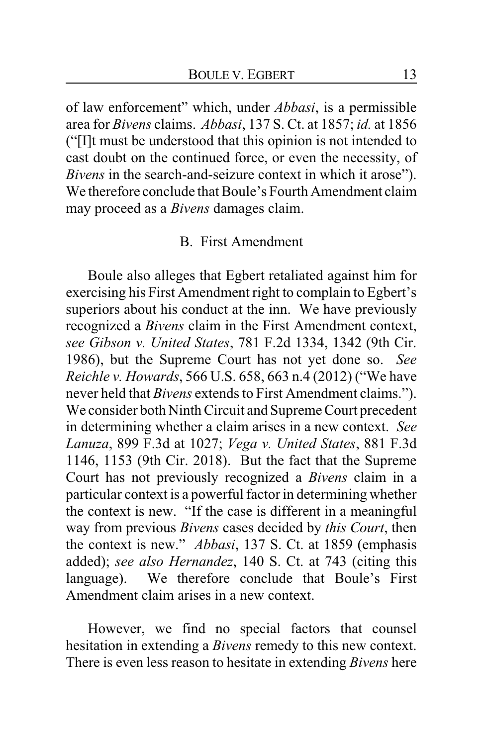of law enforcement" which, under *Abbasi*, is a permissible area for *Bivens* claims. *Abbasi*, 137 S. Ct. at 1857; *id.* at 1856 ("[I]t must be understood that this opinion is not intended to cast doubt on the continued force, or even the necessity, of *Bivens* in the search-and-seizure context in which it arose"). We therefore conclude that Boule's Fourth Amendment claim may proceed as a *Bivens* damages claim.

### B. First Amendment

Boule also alleges that Egbert retaliated against him for exercising his First Amendment right to complain to Egbert's superiors about his conduct at the inn. We have previously recognized a *Bivens* claim in the First Amendment context, *see Gibson v. United States*, 781 F.2d 1334, 1342 (9th Cir. 1986), but the Supreme Court has not yet done so. *See Reichle v. Howards*, 566 U.S. 658, 663 n.4 (2012) ("We have never held that *Bivens* extends to First Amendment claims."). We consider both Ninth Circuit and Supreme Court precedent in determining whether a claim arises in a new context. *See Lanuza*, 899 F.3d at 1027; *Vega v. United States*, 881 F.3d 1146, 1153 (9th Cir. 2018). But the fact that the Supreme Court has not previously recognized a *Bivens* claim in a particular context is a powerful factor in determining whether the context is new. "If the case is different in a meaningful way from previous *Bivens* cases decided by *this Court*, then the context is new." *Abbasi*, 137 S. Ct. at 1859 (emphasis added); *see also Hernandez*, 140 S. Ct. at 743 (citing this language). We therefore conclude that Boule's First Amendment claim arises in a new context.

However, we find no special factors that counsel hesitation in extending a *Bivens* remedy to this new context. There is even less reason to hesitate in extending *Bivens* here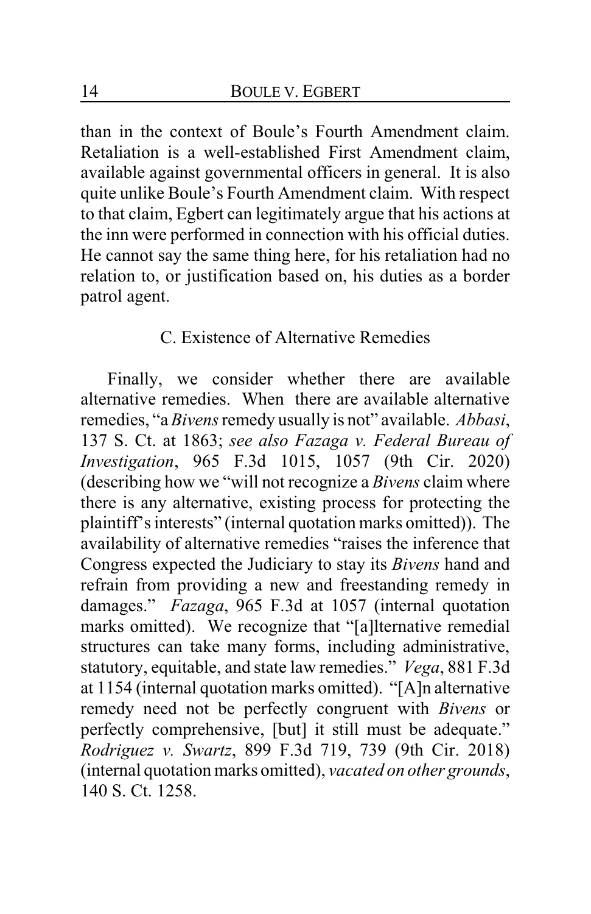than in the context of Boule's Fourth Amendment claim. Retaliation is a well-established First Amendment claim, available against governmental officers in general. It is also quite unlike Boule's Fourth Amendment claim. With respect to that claim, Egbert can legitimately argue that his actions at the inn were performed in connection with his official duties. He cannot say the same thing here, for his retaliation had no relation to, or justification based on, his duties as a border patrol agent.

### C. Existence of Alternative Remedies

Finally, we consider whether there are available alternative remedies. When there are available alternative remedies, "a *Bivens* remedy usually is not" available. *Abbasi*, 137 S. Ct. at 1863; *see also Fazaga v. Federal Bureau of Investigation*, 965 F.3d 1015, 1057 (9th Cir. 2020) (describing how we "will not recognize a *Bivens* claim where there is any alternative, existing process for protecting the plaintiff's interests" (internal quotation marks omitted)). The availability of alternative remedies "raises the inference that Congress expected the Judiciary to stay its *Bivens* hand and refrain from providing a new and freestanding remedy in damages." *Fazaga*, 965 F.3d at 1057 (internal quotation marks omitted). We recognize that "[a]lternative remedial structures can take many forms, including administrative, statutory, equitable, and state law remedies." *Vega*, 881 F.3d at 1154 (internal quotation marks omitted). "[A]n alternative remedy need not be perfectly congruent with *Bivens* or perfectly comprehensive, [but] it still must be adequate." *Rodriguez v. Swartz*, 899 F.3d 719, 739 (9th Cir. 2018) (internal quotation marks omitted), *vacated on other grounds*, 140 S. Ct. 1258.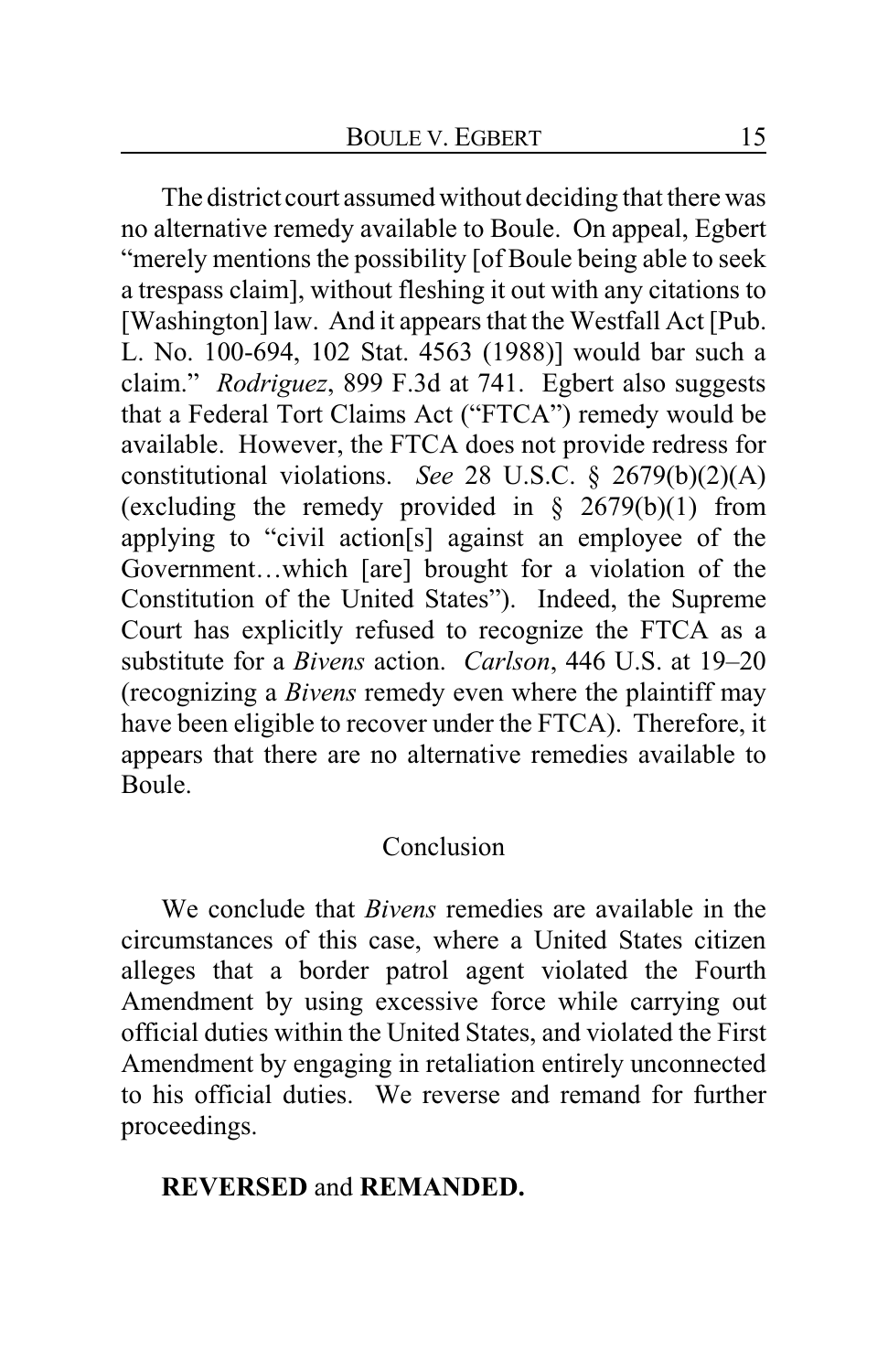The district court assumed without deciding that there was no alternative remedy available to Boule. On appeal, Egbert "merely mentions the possibility [of Boule being able to seek a trespass claim], without fleshing it out with any citations to [Washington] law. And it appears that the Westfall Act [Pub. L. No. 100-694, 102 Stat. 4563 (1988)] would bar such a claim." *Rodriguez*, 899 F.3d at 741. Egbert also suggests that a Federal Tort Claims Act ("FTCA") remedy would be available. However, the FTCA does not provide redress for constitutional violations. *See* 28 U.S.C. § 2679(b)(2)(A) (excluding the remedy provided in § 2679(b)(1) from applying to "civil action[s] against an employee of the Government…which [are] brought for a violation of the Constitution of the United States"). Indeed, the Supreme Court has explicitly refused to recognize the FTCA as a substitute for a *Bivens* action. *Carlson*, 446 U.S. at 19–20 (recognizing a *Bivens* remedy even where the plaintiff may have been eligible to recover under the FTCA). Therefore, it appears that there are no alternative remedies available to Boule.

## Conclusion

We conclude that *Bivens* remedies are available in the circumstances of this case, where a United States citizen alleges that a border patrol agent violated the Fourth Amendment by using excessive force while carrying out official duties within the United States, and violated the First Amendment by engaging in retaliation entirely unconnected to his official duties. We reverse and remand for further proceedings.

**REVERSED** and **REMANDED.**